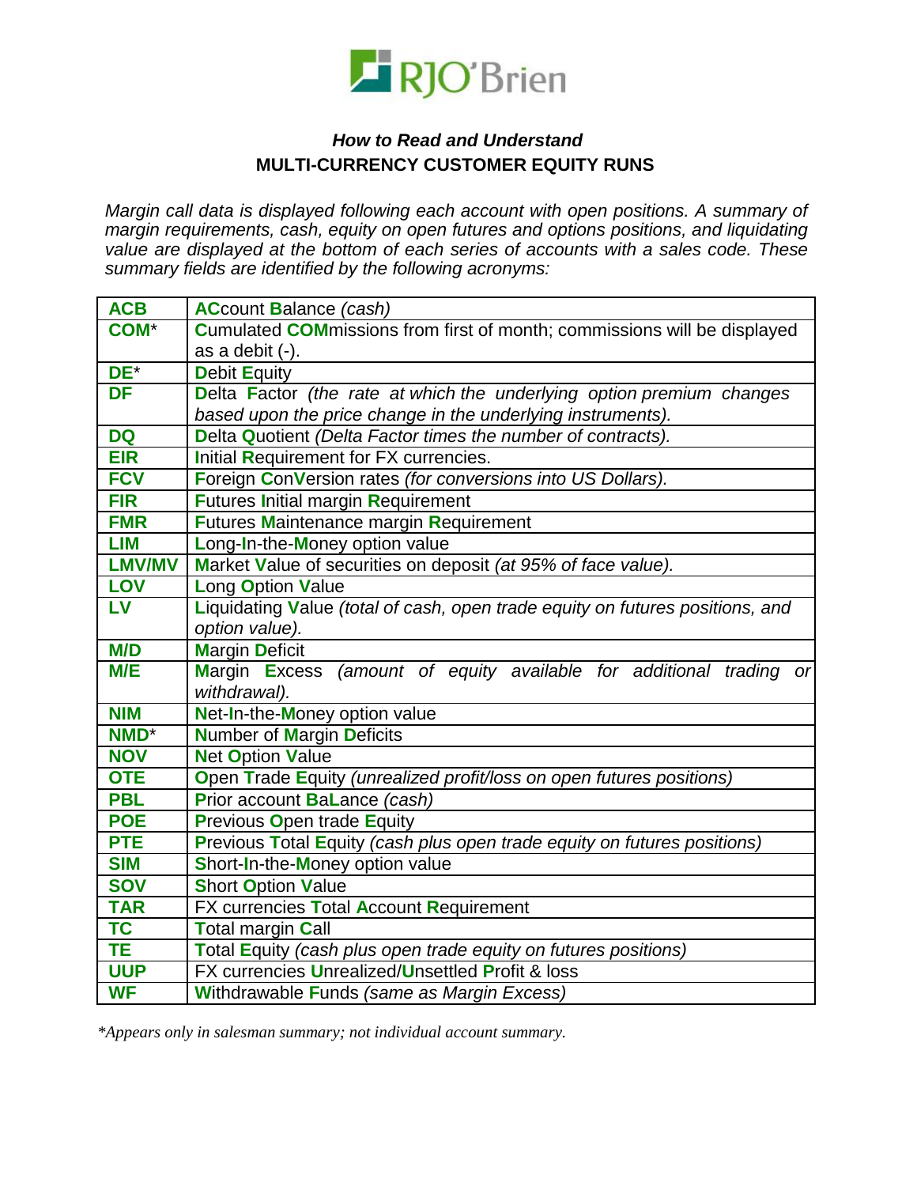RJO'Brien

# *How to Read and Understand*
## MULTI-CURRENCY CUSTOMER EQUITY RUNS

*Margin call data is displayed following each account with open positions. A summary of margin requirements, cash, equity on open futures and options positions, and liquidating value are displayed at the bottom of each series of accounts with a sales code. These summary fields are identified by the following acronyms:*

| | |
|---|---|
| **ACB** | **AC**count **B**alance *(cash)* |
| **COM*** | **C**umulated **COM**missions from first of month; commissions will be displayed as a debit (-). |
| **DE*** | **D**ebit **E**quity |
| **DF** | **D**elta **F**actor *(the rate at which the underlying option premium changes based upon the price change in the underlying instruments).* |
| **DQ** | **D**elta **Q**uotient *(Delta Factor times the number of contracts).* |
| **EIR** | **I**nitial **R**equirement for FX currencies. |
| **FCV** | **F**oreign **C**on**V**ersion rates *(for conversions into US Dollars).* |
| **FIR** | **F**utures **I**nitial margin **R**equirement |
| **FMR** | **F**utures **M**aintenance margin **R**equirement |
| **LIM** | **L**ong-**I**n-the-**M**oney option value |
| **LMV/MV** | **M**arket **V**alue of securities on deposit *(at 95% of face value).* |
| **LOV** | **L**ong **O**ption **V**alue |
| **LV** | **L**iquidating **V**alue *(total of cash, open trade equity on futures positions, and option value).* |
| **M/D** | **M**argin **D**eficit |
| **M/E** | **M**argin **E**xcess *(amount of equity available for additional trading or withdrawal).* |
| **NIM** | **N**et-**I**n-the-**M**oney option value |
| **NMD*** | **N**umber of **M**argin **D**eficits |
| **NOV** | **N**et **O**ption **V**alue |
| **OTE** | **O**pen **T**rade **E**quity *(unrealized profit/loss on open futures positions)* |
| **PBL** | **P**rior account **B**a**L**ance *(cash)* |
| **POE** | **P**revious **O**pen trade **E**quity |
| **PTE** | **P**revious **T**otal **E**quity *(cash plus open trade equity on futures positions)* |
| **SIM** | **S**hort-**I**n-the-**M**oney option value |
| **SOV** | **S**hort **O**ption **V**alue |
| **TAR** | FX currencies **T**otal **A**ccount **R**equirement |
| **TC** | **T**otal margin **C**all |
| **TE** | **T**otal **E**quity *(cash plus open trade equity on futures positions)* |
| **UUP** | FX currencies **U**nrealized/**U**nsettled **P**rofit & loss |
| **WF** | **W**ithdrawable **F**unds *(same as Margin Excess)* |

*\*Appears only in salesman summary; not individual account summary.*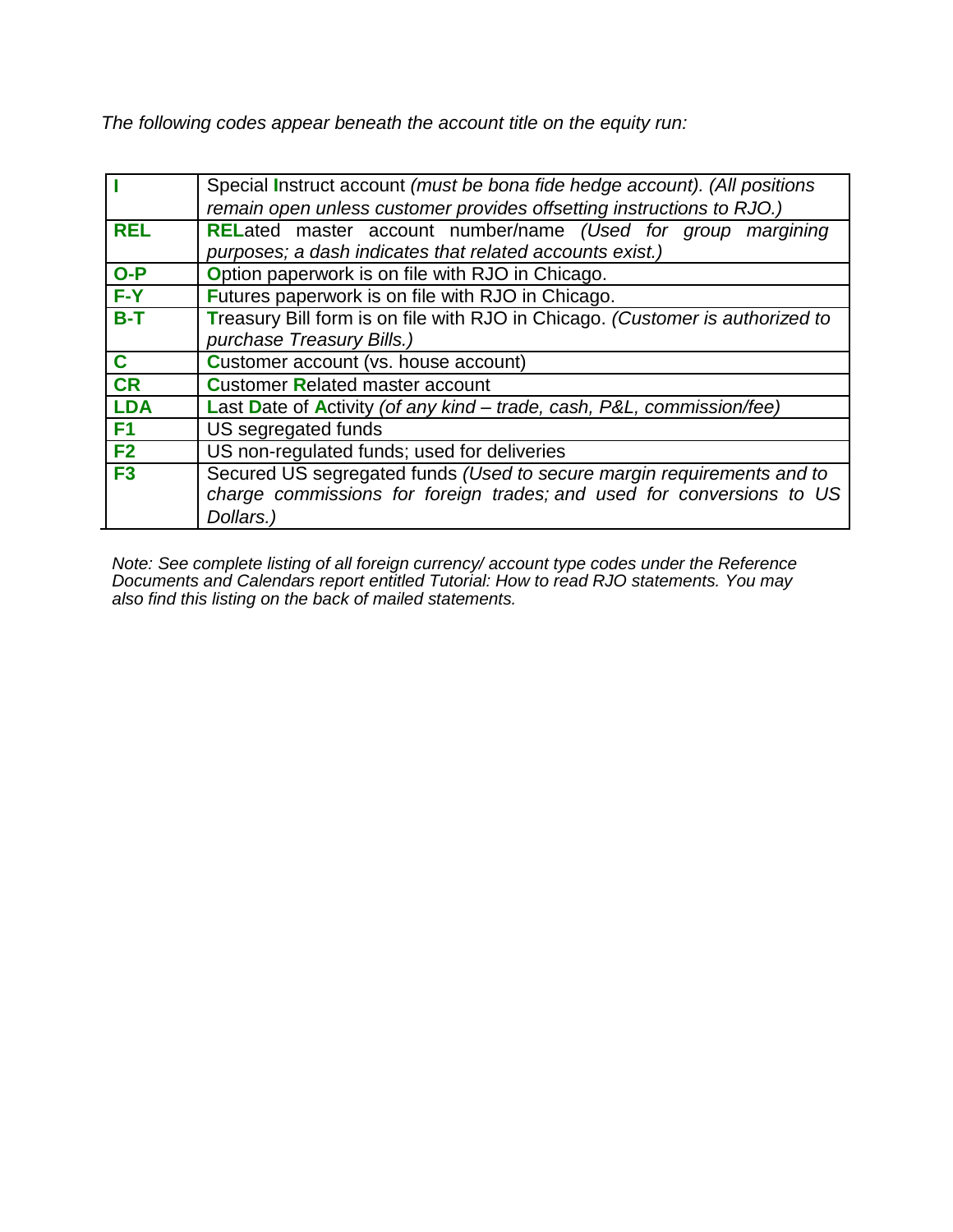*The following codes appear beneath the account title on the equity run:*

| | |
|---|---|
| **I** | Special **I**nstruct account *(must be bona fide hedge account). (All positions remain open unless customer provides offsetting instructions to RJO.)* |
| **REL** | **REL**ated master account number/name *(Used for group margining purposes; a dash indicates that related accounts exist.)* |
| **O-P** | **O**ption paperwork is on file with RJO in Chicago. |
| **F-Y** | **F**utures paperwork is on file with RJO in Chicago. |
| **B-T** | **T**reasury Bill form is on file with RJO in Chicago. *(Customer is authorized to purchase Treasury Bills.)* |
| **C** | **C**ustomer account (vs. house account) |
| **CR** | **C**ustomer **R**elated master account |
| **LDA** | **L**ast **D**ate of **A**ctivity *(of any kind – trade, cash, P&L, commission/fee)* |
| **F1** | US segregated funds |
| **F2** | US non-regulated funds; used for deliveries |
| **F3** | Secured US segregated funds *(Used to secure margin requirements and to charge commissions for foreign trades; and used for conversions to US Dollars.)* |

*Note: See complete listing of all foreign currency/ account type codes under the Reference Documents and Calendars report entitled Tutorial: How to read RJO statements. You may also find this listing on the back of mailed statements.*